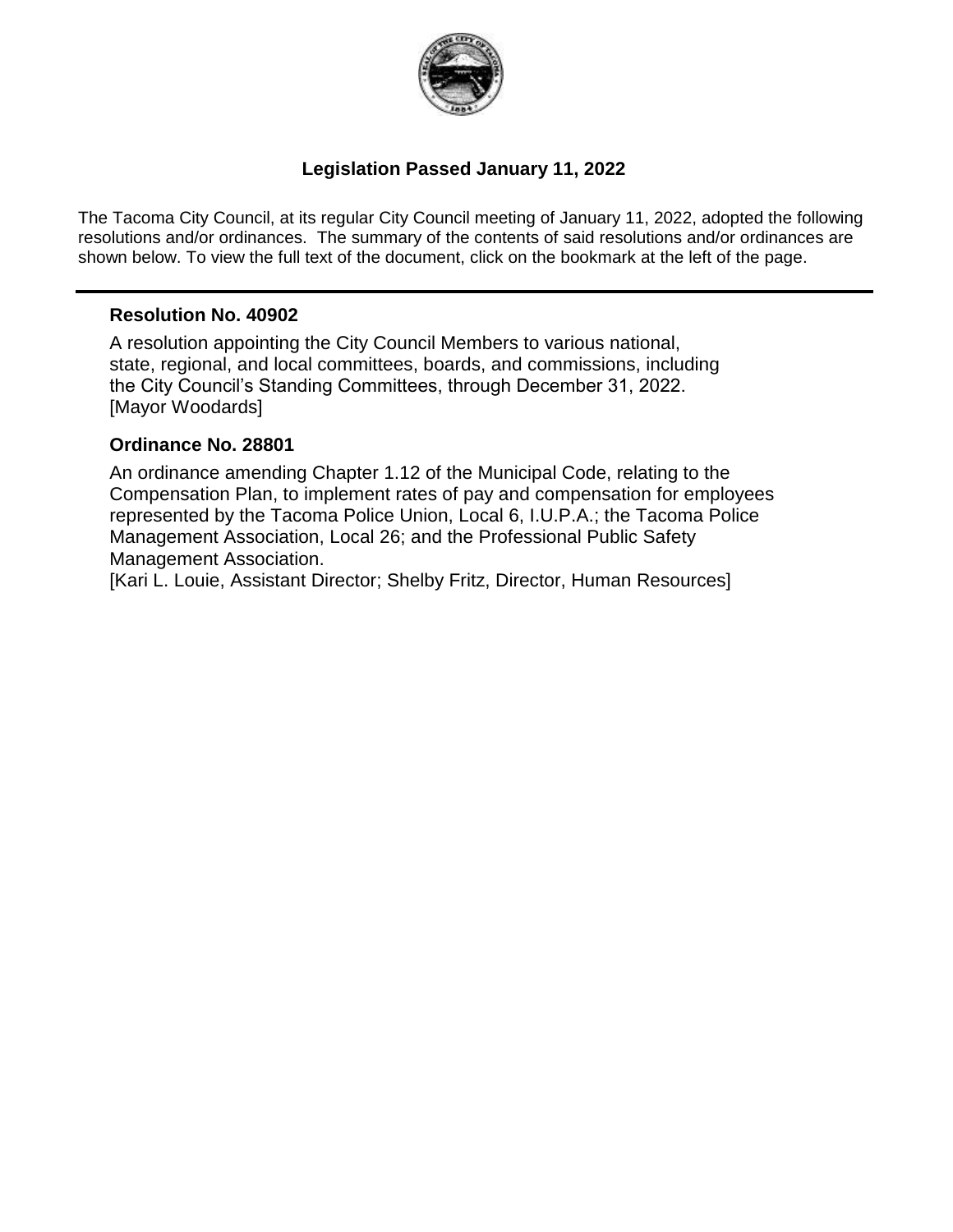# Legislation Passed January 11, 2022

The Tacoma City Council, at its regular City Council meeting of January 11, 2022, adopted the following resolutions and/or ordinances. The summary of the contents of said resolutions and/or ordinances are shown below. To view the full text of the document, click on the bookmark at the left of the page.

---

### Resolution No. 40902

A resolution appointing the City Council Members to various national, state, regional, and local committees, boards, and commissions, including the City Council's Standing Committees, through December 31, 2022.
[Mayor Woodards]

### Ordinance No. 28801

An ordinance amending Chapter 1.12 of the Municipal Code, relating to the Compensation Plan, to implement rates of pay and compensation for employees represented by the Tacoma Police Union, Local 6, I.U.P.A.; the Tacoma Police Management Association, Local 26; and the Professional Public Safety Management Association.
[Kari L. Louie, Assistant Director; Shelby Fritz, Director, Human Resources]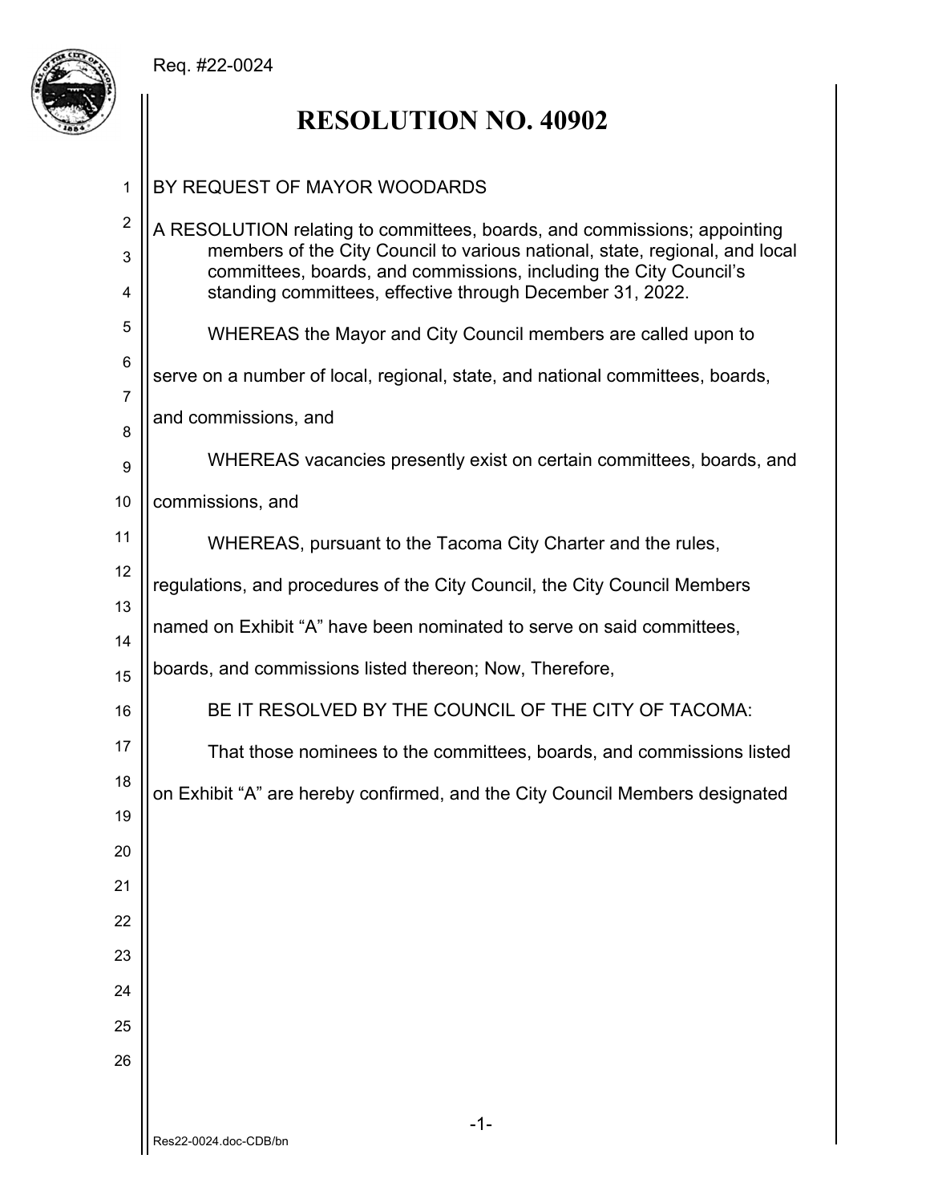Req. #22-0024

# RESOLUTION NO. 40902

BY REQUEST OF MAYOR WOODARDS

A RESOLUTION relating to committees, boards, and commissions; appointing members of the City Council to various national, state, regional, and local committees, boards, and commissions, including the City Council's standing committees, effective through December 31, 2022.

WHEREAS the Mayor and City Council members are called upon to serve on a number of local, regional, state, and national committees, boards, and commissions, and

WHEREAS vacancies presently exist on certain committees, boards, and commissions, and

WHEREAS, pursuant to the Tacoma City Charter and the rules, regulations, and procedures of the City Council, the City Council Members named on Exhibit "A" have been nominated to serve on said committees, boards, and commissions listed thereon; Now, Therefore,

BE IT RESOLVED BY THE COUNCIL OF THE CITY OF TACOMA:

That those nominees to the committees, boards, and commissions listed on Exhibit "A" are hereby confirmed, and the City Council Members designated

Res22-0024.doc-CDB/bn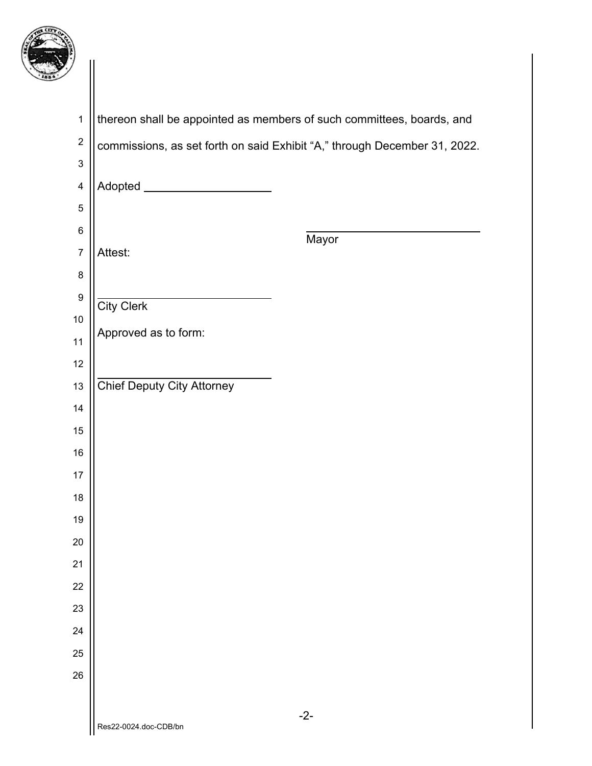thereon shall be appointed as members of such committees, boards, and commissions, as set forth on said Exhibit "A," through December 31, 2022.

Adopted \_\_\_\_\_\_\_\_\_\_\_\_\_\_\_\_\_\_\_\_

\_\_\_\_\_\_\_\_\_\_\_\_\_\_\_\_\_\_\_\_\_\_\_\_\_\_\_
Mayor

Attest:

\_\_\_\_\_\_\_\_\_\_\_\_\_\_\_\_\_\_\_\_\_\_\_\_\_\_\_
City Clerk

Approved as to form:

\_\_\_\_\_\_\_\_\_\_\_\_\_\_\_\_\_\_\_\_\_\_\_\_\_\_\_
Chief Deputy City Attorney

Res22-0024.doc-CDB/bn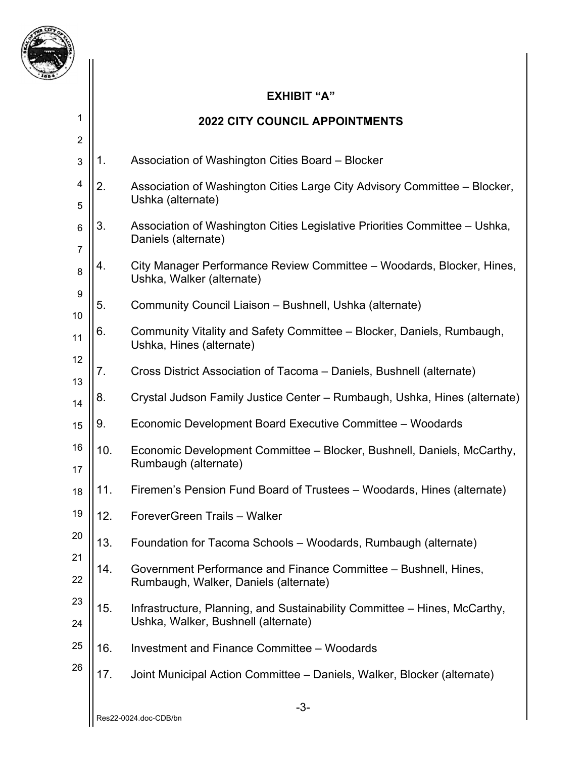## EXHIBIT "A"

## 2022 CITY COUNCIL APPOINTMENTS

1. Association of Washington Cities Board – Blocker
2. Association of Washington Cities Large City Advisory Committee – Blocker, Ushka (alternate)
3. Association of Washington Cities Legislative Priorities Committee – Ushka, Daniels (alternate)
4. City Manager Performance Review Committee – Woodards, Blocker, Hines, Ushka, Walker (alternate)
5. Community Council Liaison – Bushnell, Ushka (alternate)
6. Community Vitality and Safety Committee – Blocker, Daniels, Rumbaugh, Ushka, Hines (alternate)
7. Cross District Association of Tacoma – Daniels, Bushnell (alternate)
8. Crystal Judson Family Justice Center – Rumbaugh, Ushka, Hines (alternate)
9. Economic Development Board Executive Committee – Woodards
10. Economic Development Committee – Blocker, Bushnell, Daniels, McCarthy, Rumbaugh (alternate)
11. Firemen's Pension Fund Board of Trustees – Woodards, Hines (alternate)
12. ForeverGreen Trails – Walker
13. Foundation for Tacoma Schools – Woodards, Rumbaugh (alternate)
14. Government Performance and Finance Committee – Bushnell, Hines, Rumbaugh, Walker, Daniels (alternate)
15. Infrastructure, Planning, and Sustainability Committee – Hines, McCarthy, Ushka, Walker, Bushnell (alternate)
16. Investment and Finance Committee – Woodards
17. Joint Municipal Action Committee – Daniels, Walker, Blocker (alternate)

Res22-0024.doc-CDB/bn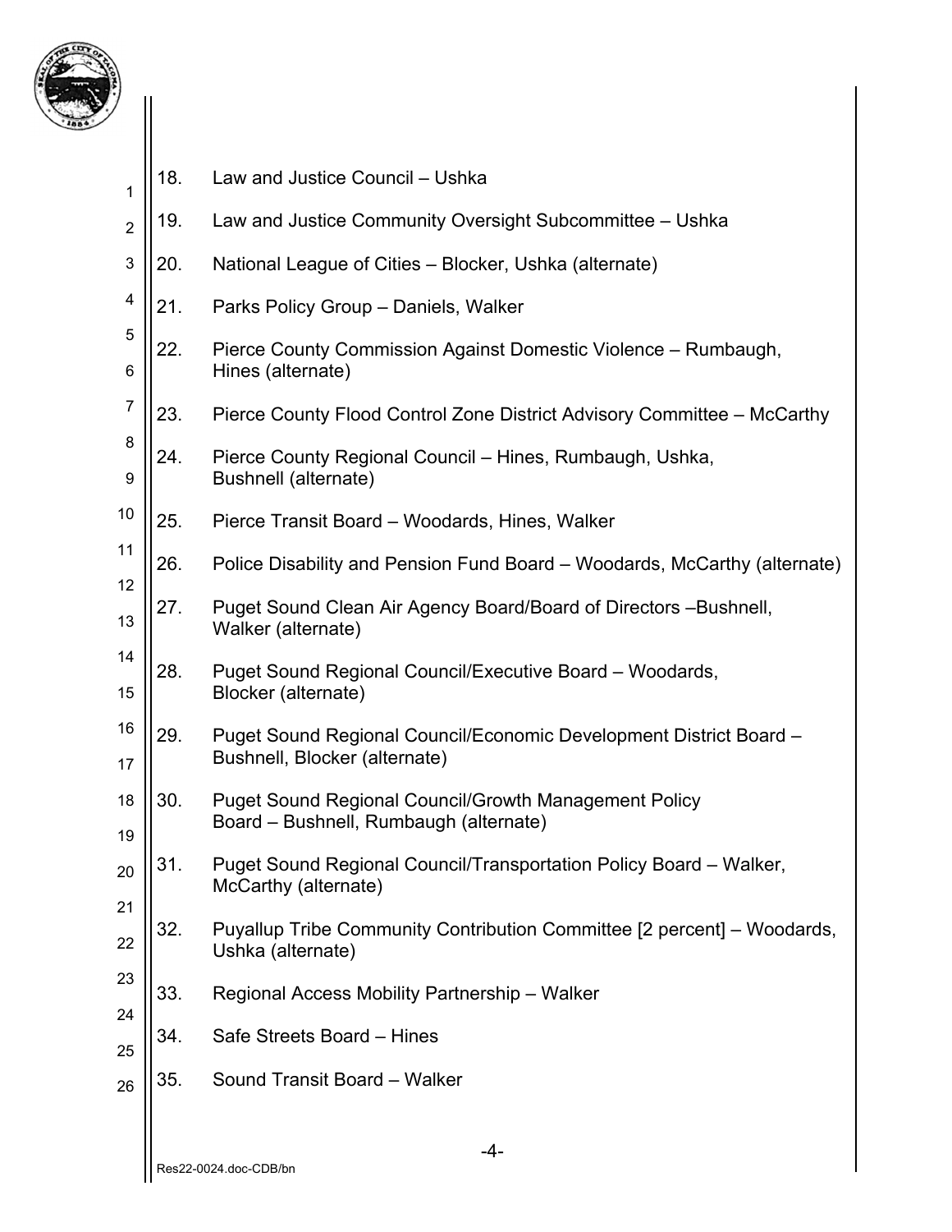18. Law and Justice Council – Ushka

19. Law and Justice Community Oversight Subcommittee – Ushka

20. National League of Cities – Blocker, Ushka (alternate)

21. Parks Policy Group – Daniels, Walker

22. Pierce County Commission Against Domestic Violence – Rumbaugh, Hines (alternate)

23. Pierce County Flood Control Zone District Advisory Committee – McCarthy

24. Pierce County Regional Council – Hines, Rumbaugh, Ushka, Bushnell (alternate)

25. Pierce Transit Board – Woodards, Hines, Walker

26. Police Disability and Pension Fund Board – Woodards, McCarthy (alternate)

27. Puget Sound Clean Air Agency Board/Board of Directors –Bushnell, Walker (alternate)

28. Puget Sound Regional Council/Executive Board – Woodards, Blocker (alternate)

29. Puget Sound Regional Council/Economic Development District Board – Bushnell, Blocker (alternate)

30. Puget Sound Regional Council/Growth Management Policy Board – Bushnell, Rumbaugh (alternate)

31. Puget Sound Regional Council/Transportation Policy Board – Walker, McCarthy (alternate)

32. Puyallup Tribe Community Contribution Committee [2 percent] – Woodards, Ushka (alternate)

33. Regional Access Mobility Partnership – Walker

34. Safe Streets Board – Hines

35. Sound Transit Board – Walker

Res22-0024.doc-CDB/bn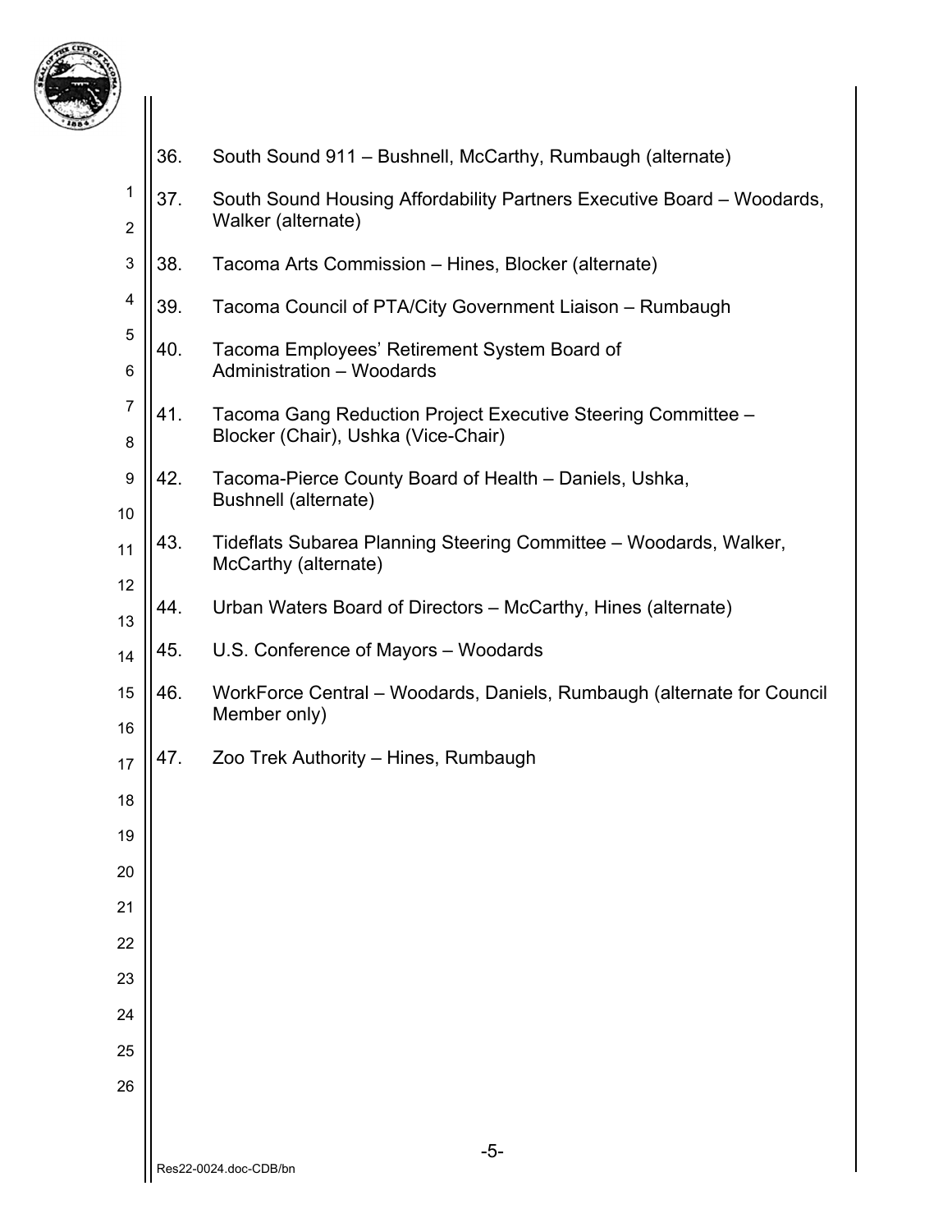36. South Sound 911 – Bushnell, McCarthy, Rumbaugh (alternate)

37. South Sound Housing Affordability Partners Executive Board – Woodards, Walker (alternate)

38. Tacoma Arts Commission – Hines, Blocker (alternate)

39. Tacoma Council of PTA/City Government Liaison – Rumbaugh

40. Tacoma Employees' Retirement System Board of Administration – Woodards

41. Tacoma Gang Reduction Project Executive Steering Committee – Blocker (Chair), Ushka (Vice-Chair)

42. Tacoma-Pierce County Board of Health – Daniels, Ushka, Bushnell (alternate)

43. Tideflats Subarea Planning Steering Committee – Woodards, Walker, McCarthy (alternate)

44. Urban Waters Board of Directors – McCarthy, Hines (alternate)

45. U.S. Conference of Mayors – Woodards

46. WorkForce Central – Woodards, Daniels, Rumbaugh (alternate for Council Member only)

47. Zoo Trek Authority – Hines, Rumbaugh

Res22-0024.doc-CDB/bn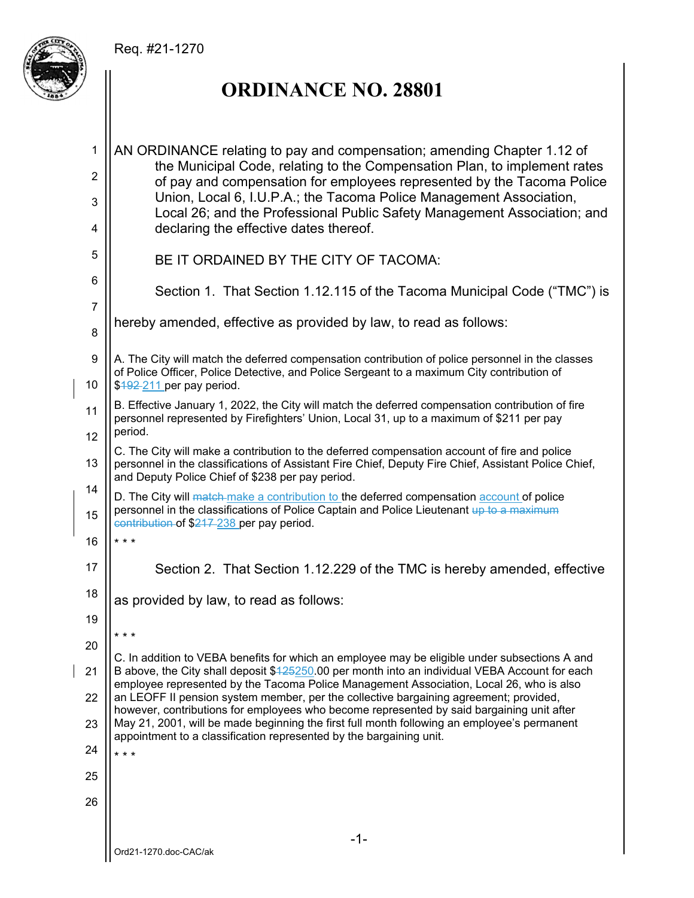Req. #21-1270

# ORDINANCE NO. 28801

AN ORDINANCE relating to pay and compensation; amending Chapter 1.12 of the Municipal Code, relating to the Compensation Plan, to implement rates of pay and compensation for employees represented by the Tacoma Police Union, Local 6, I.U.P.A.; the Tacoma Police Management Association, Local 26; and the Professional Public Safety Management Association; and declaring the effective dates thereof.

BE IT ORDAINED BY THE CITY OF TACOMA:

Section 1. That Section 1.12.115 of the Tacoma Municipal Code ("TMC") is hereby amended, effective as provided by law, to read as follows:

A. The City will match the deferred compensation contribution of police personnel in the classes of Police Officer, Police Detective, and Police Sergeant to a maximum City contribution of $~~192~~ 211 per pay period.

B. Effective January 1, 2022, the City will match the deferred compensation contribution of fire personnel represented by Firefighters' Union, Local 31, up to a maximum of $211 per pay period.

C. The City will make a contribution to the deferred compensation account of fire and police personnel in the classifications of Assistant Fire Chief, Deputy Fire Chief, Assistant Police Chief, and Deputy Police Chief of $238 per pay period.

D. The City will ~~match~~ make a contribution to the deferred compensation account of police personnel in the classifications of Police Captain and Police Lieutenant ~~up to a maximum contribution~~ of $~~217~~ 238 per pay period.

* * *

Section 2. That Section 1.12.229 of the TMC is hereby amended, effective as provided by law, to read as follows:

* * *

C. In addition to VEBA benefits for which an employee may be eligible under subsections A and B above, the City shall deposit $~~125~~250.00 per month into an individual VEBA Account for each employee represented by the Tacoma Police Management Association, Local 26, who is also an LEOFF II pension system member, per the collective bargaining agreement; provided, however, contributions for employees who become represented by said bargaining unit after May 21, 2001, will be made beginning the first full month following an employee's permanent appointment to a classification represented by the bargaining unit.

* * *

Ord21-1270.doc-CAC/ak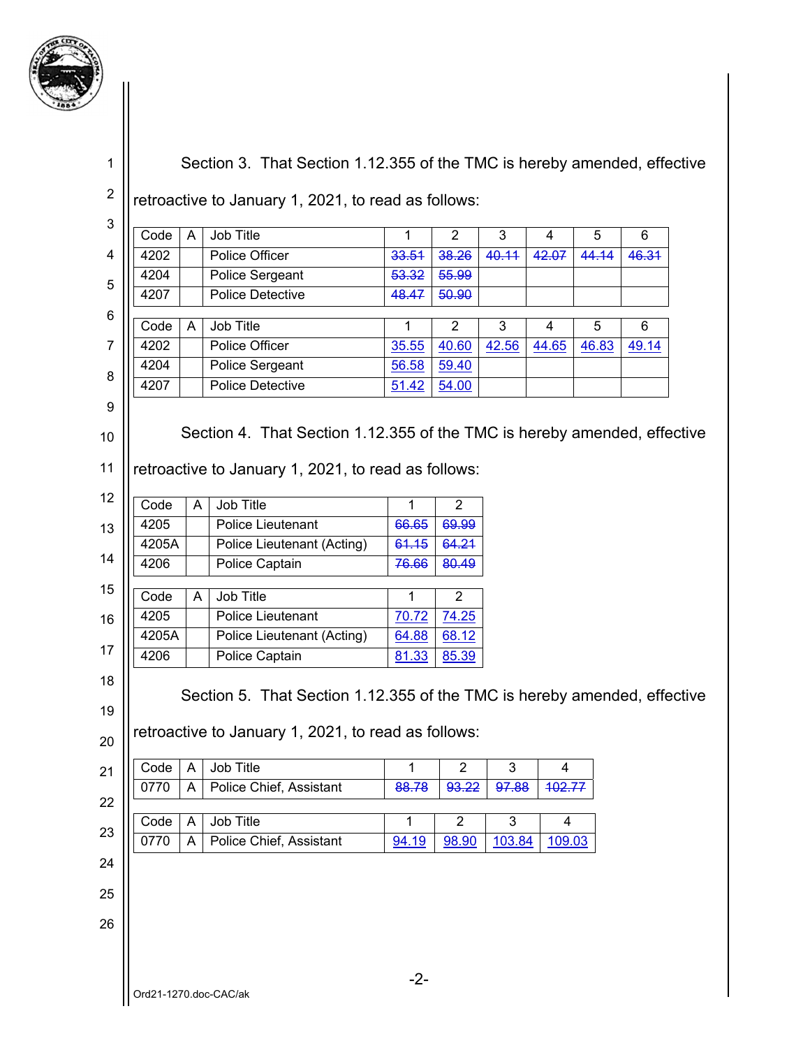Section 3. That Section 1.12.355 of the TMC is hereby amended, effective retroactive to January 1, 2021, to read as follows:

| Code | A | Job Title | 1 | 2 | 3 | 4 | 5 | 6 |
|---|---|---|---|---|---|---|---|---|
| 4202 | | Police Officer | ~~33.51~~ | ~~38.26~~ | ~~40.11~~ | ~~42.07~~ | ~~44.14~~ | ~~46.31~~ |
| 4204 | | Police Sergeant | ~~53.32~~ | ~~55.99~~ | | | | |
| 4207 | | Police Detective | ~~48.47~~ | ~~50.90~~ | | | | |

| Code | A | Job Title | 1 | 2 | 3 | 4 | 5 | 6 |
|---|---|---|---|---|---|---|---|---|
| 4202 | | Police Officer | <u>35.55</u> | <u>40.60</u> | <u>42.56</u> | <u>44.65</u> | <u>46.83</u> | <u>49.14</u> |
| 4204 | | Police Sergeant | <u>56.58</u> | <u>59.40</u> | | | | |
| 4207 | | Police Detective | <u>51.42</u> | <u>54.00</u> | | | | |

Section 4. That Section 1.12.355 of the TMC is hereby amended, effective retroactive to January 1, 2021, to read as follows:

| Code | A | Job Title | 1 | 2 |
|---|---|---|---|---|
| 4205 | | Police Lieutenant | ~~66.65~~ | ~~69.99~~ |
| 4205A | | Police Lieutenant (Acting) | ~~61.15~~ | ~~64.21~~ |
| 4206 | | Police Captain | ~~76.66~~ | ~~80.49~~ |

| Code | A | Job Title | 1 | 2 |
|---|---|---|---|---|
| 4205 | | Police Lieutenant | <u>70.72</u> | <u>74.25</u> |
| 4205A | | Police Lieutenant (Acting) | <u>64.88</u> | <u>68.12</u> |
| 4206 | | Police Captain | <u>81.33</u> | <u>85.39</u> |

Section 5. That Section 1.12.355 of the TMC is hereby amended, effective retroactive to January 1, 2021, to read as follows:

| Code | A | Job Title | 1 | 2 | 3 | 4 |
|---|---|---|---|---|---|---|
| 0770 | A | Police Chief, Assistant | ~~88.78~~ | ~~93.22~~ | ~~97.88~~ | ~~102.77~~ |

| Code | A | Job Title | 1 | 2 | 3 | 4 |
|---|---|---|---|---|---|---|
| 0770 | A | Police Chief, Assistant | <u>94.19</u> | <u>98.90</u> | <u>103.84</u> | <u>109.03</u> |

Ord21-1270.doc-CAC/ak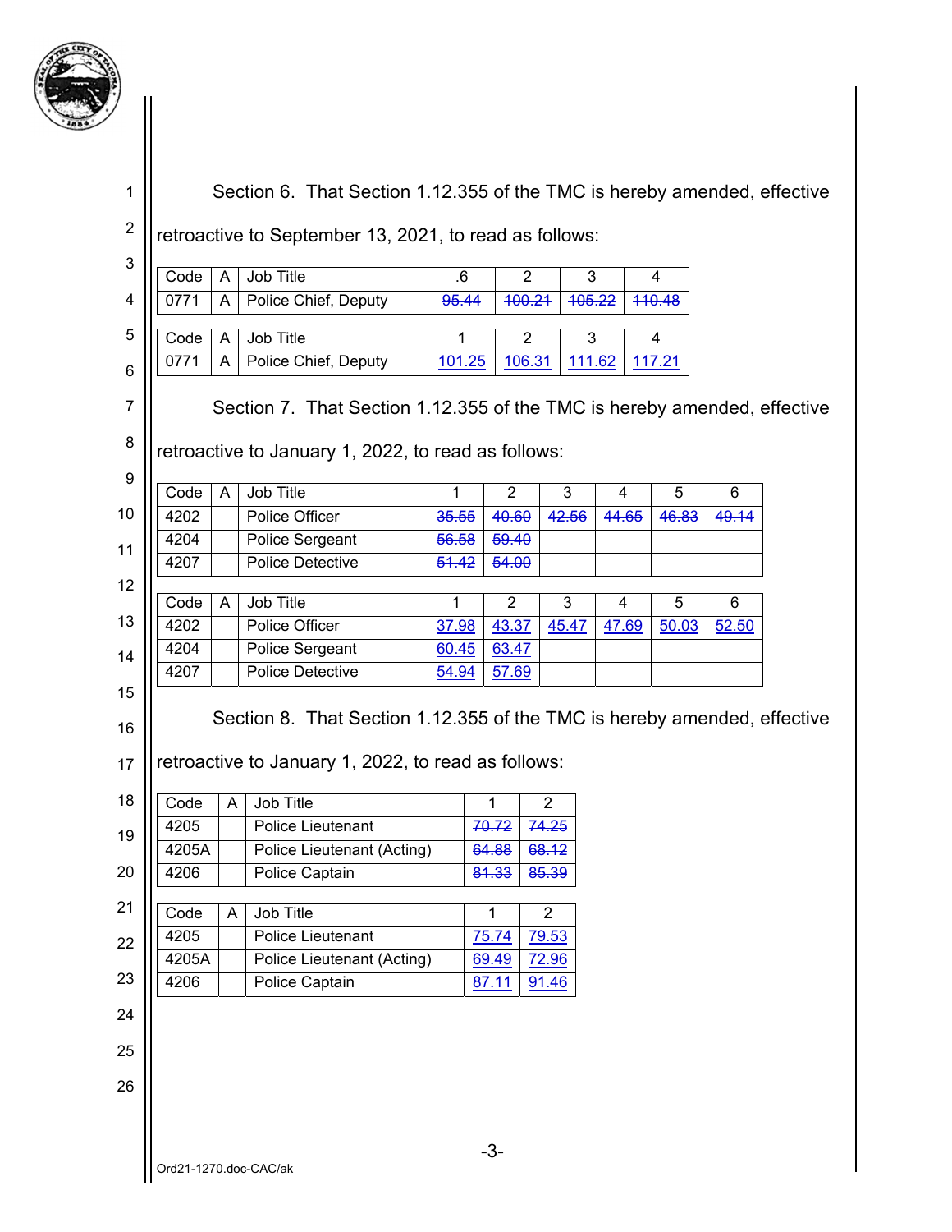Section 6. That Section 1.12.355 of the TMC is hereby amended, effective retroactive to September 13, 2021, to read as follows:

| Code | A | Job Title | .6 | 2 | 3 | 4 |
|---|---|---|---|---|---|---|
| 0771 | A | Police Chief, Deputy | ~~95.44~~ | ~~100.21~~ | ~~105.22~~ | ~~110.48~~ |

| Code | A | Job Title | 1 | 2 | 3 | 4 |
|---|---|---|---|---|---|---|
| 0771 | A | Police Chief, Deputy | <u>101.25</u> | <u>106.31</u> | <u>111.62</u> | <u>117.21</u> |

Section 7. That Section 1.12.355 of the TMC is hereby amended, effective retroactive to January 1, 2022, to read as follows:

| Code | A | Job Title | 1 | 2 | 3 | 4 | 5 | 6 |
|---|---|---|---|---|---|---|---|---|
| 4202 | | Police Officer | ~~35.55~~ | ~~40.60~~ | ~~42.56~~ | ~~44.65~~ | ~~46.83~~ | ~~49.14~~ |
| 4204 | | Police Sergeant | ~~56.58~~ | ~~59.40~~ | | | | |
| 4207 | | Police Detective | ~~51.42~~ | ~~54.00~~ | | | | |

| Code | A | Job Title | 1 | 2 | 3 | 4 | 5 | 6 |
|---|---|---|---|---|---|---|---|---|
| 4202 | | Police Officer | <u>37.98</u> | <u>43.37</u> | <u>45.47</u> | <u>47.69</u> | <u>50.03</u> | <u>52.50</u> |
| 4204 | | Police Sergeant | <u>60.45</u> | <u>63.47</u> | | | | |
| 4207 | | Police Detective | <u>54.94</u> | <u>57.69</u> | | | | |

Section 8. That Section 1.12.355 of the TMC is hereby amended, effective retroactive to January 1, 2022, to read as follows:

| Code | A | Job Title | 1 | 2 |
|---|---|---|---|---|
| 4205 | | Police Lieutenant | ~~70.72~~ | ~~74.25~~ |
| 4205A | | Police Lieutenant (Acting) | ~~64.88~~ | ~~68.12~~ |
| 4206 | | Police Captain | ~~81.33~~ | ~~85.39~~ |

| Code | A | Job Title | 1 | 2 |
|---|---|---|---|---|
| 4205 | | Police Lieutenant | <u>75.74</u> | <u>79.53</u> |
| 4205A | | Police Lieutenant (Acting) | <u>69.49</u> | <u>72.96</u> |
| 4206 | | Police Captain | <u>87.11</u> | <u>91.46</u> |

Ord21-1270.doc-CAC/ak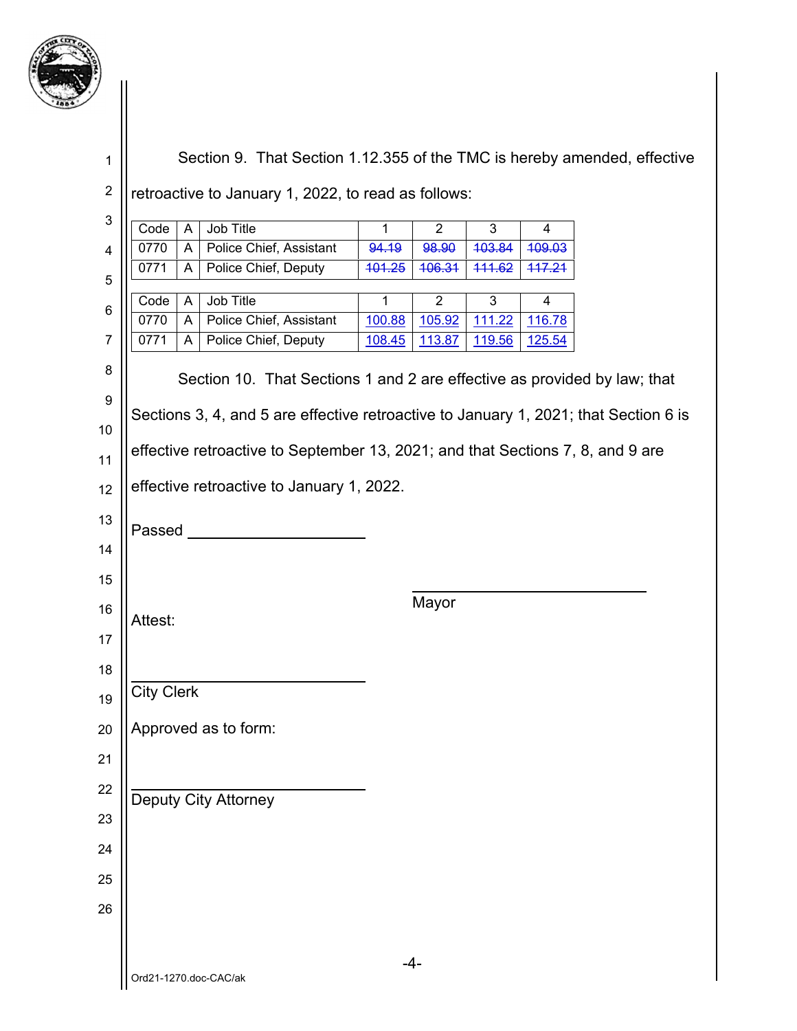Section 9. That Section 1.12.355 of the TMC is hereby amended, effective retroactive to January 1, 2022, to read as follows:

| Code | A | Job Title | 1 | 2 | 3 | 4 |
|---|---|---|---|---|---|---|
| 0770 | A | Police Chief, Assistant | ~~94.19~~ | ~~98.90~~ | ~~103.84~~ | ~~109.03~~ |
| 0771 | A | Police Chief, Deputy | ~~101.25~~ | ~~106.31~~ | ~~111.62~~ | ~~117.21~~ |

| Code | A | Job Title | 1 | 2 | 3 | 4 |
|---|---|---|---|---|---|---|
| 0770 | A | Police Chief, Assistant | <u>100.88</u> | <u>105.92</u> | <u>111.22</u> | <u>116.78</u> |
| 0771 | A | Police Chief, Deputy | <u>108.45</u> | <u>113.87</u> | <u>119.56</u> | <u>125.54</u> |

Section 10. That Sections 1 and 2 are effective as provided by law; that Sections 3, 4, and 5 are effective retroactive to January 1, 2021; that Section 6 is effective retroactive to September 13, 2021; and that Sections 7, 8, and 9 are effective retroactive to January 1, 2022.

Passed ____________________

____________________
Mayor

Attest:

____________________
City Clerk

Approved as to form:

____________________
Deputy City Attorney

Ord21-1270.doc-CAC/ak